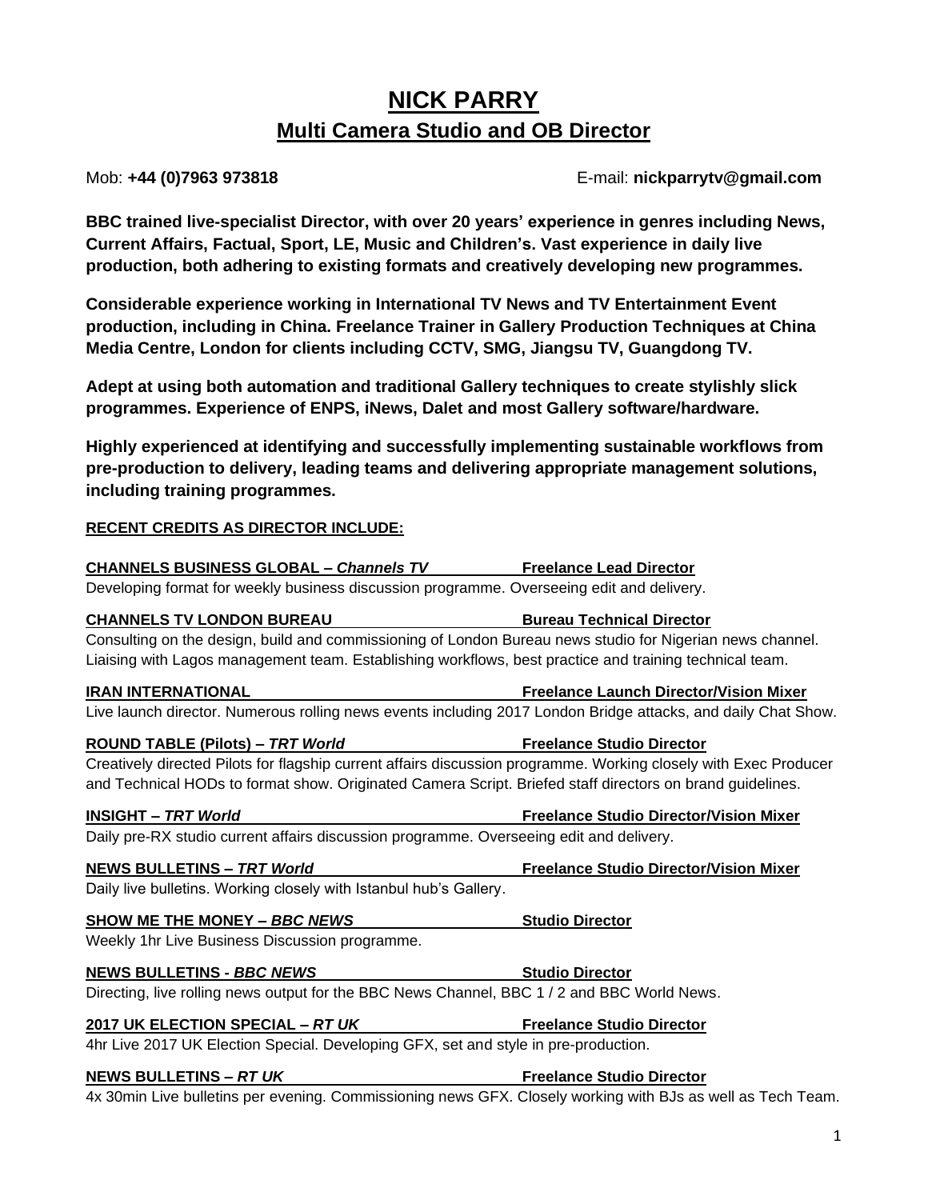# NICK PARRY

## Multi Camera Studio and OB Director

Mob: **+44 (0)7963 973818** E-mail: **nickparrytv@gmail.com**

**BBC trained live-specialist Director, with over 20 years' experience in genres including News, Current Affairs, Factual, Sport, LE, Music and Children's. Vast experience in daily live production, both adhering to existing formats and creatively developing new programmes.**

**Considerable experience working in International TV News and TV Entertainment Event production, including in China. Freelance Trainer in Gallery Production Techniques at China Media Centre, London for clients including CCTV, SMG, Jiangsu TV, Guangdong TV.**

**Adept at using both automation and traditional Gallery techniques to create stylishly slick programmes. Experience of ENPS, iNews, Dalet and most Gallery software/hardware.**

**Highly experienced at identifying and successfully implementing sustainable workflows from pre-production to delivery, leading teams and delivering appropriate management solutions, including training programmes.**

**RECENT CREDITS AS DIRECTOR INCLUDE:**

**CHANNELS BUSINESS GLOBAL – *Channels TV*** — **Freelance Lead Director**
Developing format for weekly business discussion programme. Overseeing edit and delivery.

**CHANNELS TV LONDON BUREAU** — **Bureau Technical Director**
Consulting on the design, build and commissioning of London Bureau news studio for Nigerian news channel. Liaising with Lagos management team. Establishing workflows, best practice and training technical team.

**IRAN INTERNATIONAL** — **Freelance Launch Director/Vision Mixer**
Live launch director. Numerous rolling news events including 2017 London Bridge attacks, and daily Chat Show.

**ROUND TABLE (Pilots) – *TRT World*** — **Freelance Studio Director**
Creatively directed Pilots for flagship current affairs discussion programme. Working closely with Exec Producer and Technical HODs to format show. Originated Camera Script. Briefed staff directors on brand guidelines.

**INSIGHT – *TRT World*** — **Freelance Studio Director/Vision Mixer**
Daily pre-RX studio current affairs discussion programme. Overseeing edit and delivery.

**NEWS BULLETINS – *TRT World*** — **Freelance Studio Director/Vision Mixer**
Daily live bulletins. Working closely with Istanbul hub's Gallery.

**SHOW ME THE MONEY – *BBC NEWS*** — **Studio Director**
Weekly 1hr Live Business Discussion programme.

**NEWS BULLETINS - *BBC NEWS*** — **Studio Director**
Directing, live rolling news output for the BBC News Channel, BBC 1 / 2 and BBC World News.

**2017 UK ELECTION SPECIAL – *RT UK*** — **Freelance Studio Director**
4hr Live 2017 UK Election Special. Developing GFX, set and style in pre-production.

**NEWS BULLETINS – *RT UK*** — **Freelance Studio Director**
4x 30min Live bulletins per evening. Commissioning news GFX. Closely working with BJs as well as Tech Team.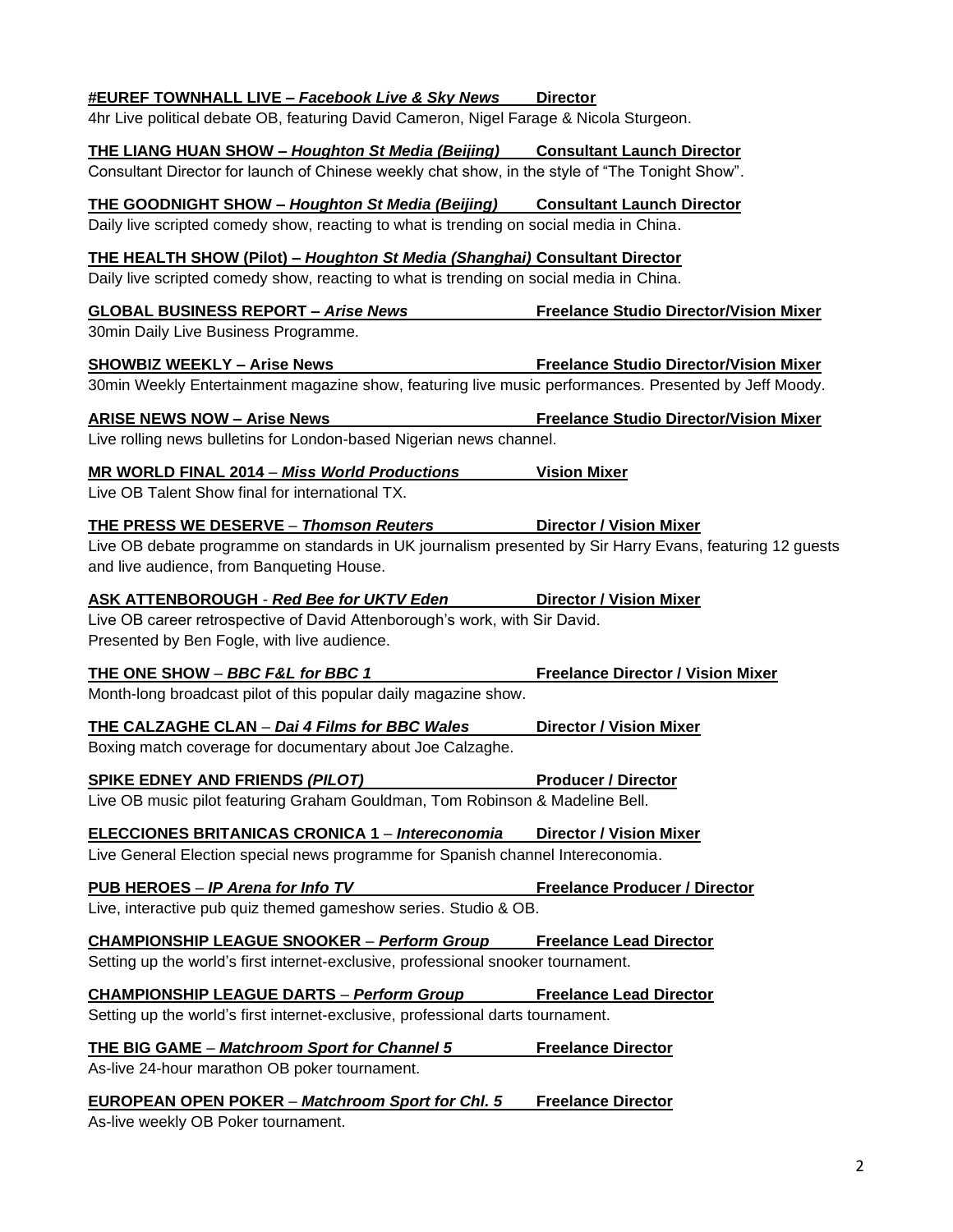**#EUREF TOWNHALL LIVE – *Facebook Live & Sky News*** **Director**
4hr Live political debate OB, featuring David Cameron, Nigel Farage & Nicola Sturgeon.

**THE LIANG HUAN SHOW – *Houghton St Media (Beijing)*** **Consultant Launch Director**
Consultant Director for launch of Chinese weekly chat show, in the style of "The Tonight Show".

**THE GOODNIGHT SHOW – *Houghton St Media (Beijing)*** **Consultant Launch Director**
Daily live scripted comedy show, reacting to what is trending on social media in China.

**THE HEALTH SHOW (Pilot) – *Houghton St Media (Shanghai)*** **Consultant Director**
Daily live scripted comedy show, reacting to what is trending on social media in China.

**GLOBAL BUSINESS REPORT – *Arise News*** **Freelance Studio Director/Vision Mixer**
30min Daily Live Business Programme.

**SHOWBIZ WEEKLY – Arise News** **Freelance Studio Director/Vision Mixer**
30min Weekly Entertainment magazine show, featuring live music performances. Presented by Jeff Moody.

**ARISE NEWS NOW – Arise News** **Freelance Studio Director/Vision Mixer**
Live rolling news bulletins for London-based Nigerian news channel.

**MR WORLD FINAL 2014 – *Miss World Productions*** **Vision Mixer**
Live OB Talent Show final for international TX.

**THE PRESS WE DESERVE – *Thomson Reuters*** **Director / Vision Mixer**
Live OB debate programme on standards in UK journalism presented by Sir Harry Evans, featuring 12 guests and live audience, from Banqueting House.

**ASK ATTENBOROUGH - *Red Bee for UKTV Eden*** **Director / Vision Mixer**
Live OB career retrospective of David Attenborough's work, with Sir David.
Presented by Ben Fogle, with live audience.

**THE ONE SHOW – *BBC F&L for BBC 1*** **Freelance Director / Vision Mixer**
Month-long broadcast pilot of this popular daily magazine show.

**THE CALZAGHE CLAN – *Dai 4 Films for BBC Wales*** **Director / Vision Mixer**
Boxing match coverage for documentary about Joe Calzaghe.

**SPIKE EDNEY AND FRIENDS *(PILOT)*** **Producer / Director**
Live OB music pilot featuring Graham Gouldman, Tom Robinson & Madeline Bell.

**ELECCIONES BRITANICAS CRONICA 1 – *Intereconomia*** **Director / Vision Mixer**
Live General Election special news programme for Spanish channel Intereconomia.

**PUB HEROES – *IP Arena for Info TV*** **Freelance Producer / Director**
Live, interactive pub quiz themed gameshow series. Studio & OB.

**CHAMPIONSHIP LEAGUE SNOOKER – *Perform Group*** **Freelance Lead Director**
Setting up the world's first internet-exclusive, professional snooker tournament.

**CHAMPIONSHIP LEAGUE DARTS – *Perform Group*** **Freelance Lead Director**
Setting up the world's first internet-exclusive, professional darts tournament.

**THE BIG GAME – *Matchroom Sport for Channel 5*** **Freelance Director**
As-live 24-hour marathon OB poker tournament.

**EUROPEAN OPEN POKER – *Matchroom Sport for Chl. 5*** **Freelance Director**
As-live weekly OB Poker tournament.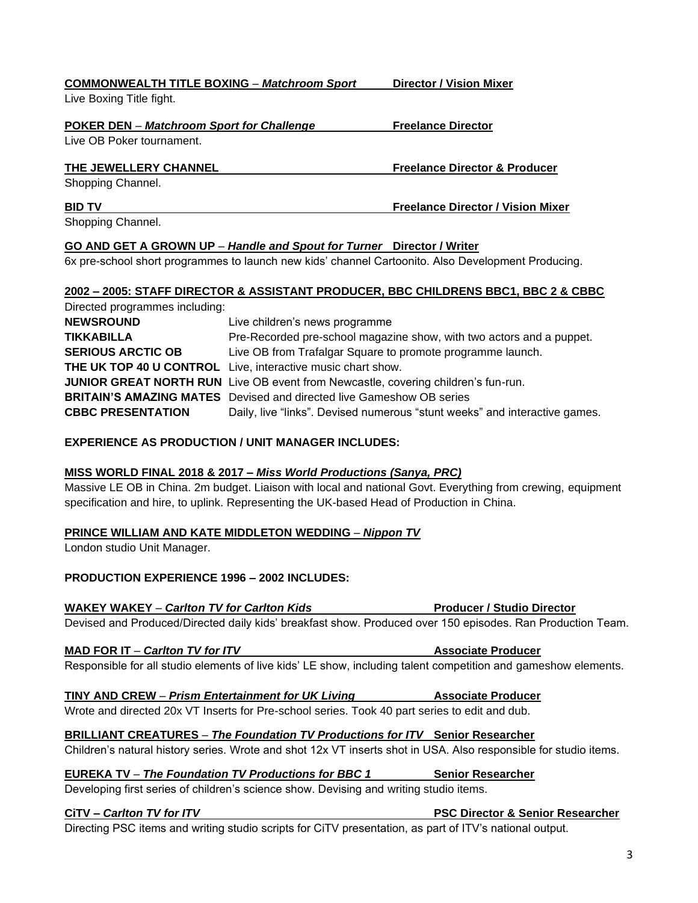**COMMONWEALTH TITLE BOXING** – ***Matchroom Sport*** **Director / Vision Mixer**

Live Boxing Title fight.

**POKER DEN** – ***Matchroom Sport for Challenge*** **Freelance Director**

Live OB Poker tournament.

**THE JEWELLERY CHANNEL** **Freelance Director & Producer**

Shopping Channel.

**BID TV** **Freelance Director / Vision Mixer**

Shopping Channel.

**GO AND GET A GROWN UP** – ***Handle and Spout for Turner*** **Director / Writer**

6x pre-school short programmes to launch new kids' channel Cartoonito. Also Development Producing.

**2002 – 2005: STAFF DIRECTOR & ASSISTANT PRODUCER, BBC CHILDRENS BBC1, BBC 2 & CBBC**

Directed programmes including:

| | |
|---|---|
| **NEWSROUND** | Live children's news programme |
| **TIKKABILLA** | Pre-Recorded pre-school magazine show, with two actors and a puppet. |
| **SERIOUS ARCTIC OB** | Live OB from Trafalgar Square to promote programme launch. |
| **THE UK TOP 40 U CONTROL** | Live, interactive music chart show. |
| **JUNIOR GREAT NORTH RUN** | Live OB event from Newcastle, covering children's fun-run. |
| **BRITAIN'S AMAZING MATES** | Devised and directed live Gameshow OB series |
| **CBBC PRESENTATION** | Daily, live "links". Devised numerous "stunt weeks" and interactive games. |

**EXPERIENCE AS PRODUCTION / UNIT MANAGER INCLUDES:**

**MISS WORLD FINAL 2018 & 2017 –** ***Miss World Productions (Sanya, PRC)***

Massive LE OB in China. 2m budget. Liaison with local and national Govt. Everything from crewing, equipment specification and hire, to uplink. Representing the UK-based Head of Production in China.

**PRINCE WILLIAM AND KATE MIDDLETON WEDDING** – ***Nippon TV***

London studio Unit Manager.

**PRODUCTION EXPERIENCE 1996 – 2002 INCLUDES:**

**WAKEY WAKEY** – ***Carlton TV for Carlton Kids*** **Producer / Studio Director**

Devised and Produced/Directed daily kids' breakfast show. Produced over 150 episodes. Ran Production Team.

**MAD FOR IT** – ***Carlton TV for ITV*** **Associate Producer**

Responsible for all studio elements of live kids' LE show, including talent competition and gameshow elements.

**TINY AND CREW** – ***Prism Entertainment for UK Living*** **Associate Producer**

Wrote and directed 20x VT Inserts for Pre-school series. Took 40 part series to edit and dub.

**BRILLIANT CREATURES** – ***The Foundation TV Productions for ITV*** **Senior Researcher**

Children's natural history series. Wrote and shot 12x VT inserts shot in USA. Also responsible for studio items.

**EUREKA TV** – ***The Foundation TV Productions for BBC 1*** **Senior Researcher**

Developing first series of children's science show. Devising and writing studio items.

**CiTV –** ***Carlton TV for ITV*** **PSC Director & Senior Researcher**

Directing PSC items and writing studio scripts for CiTV presentation, as part of ITV's national output.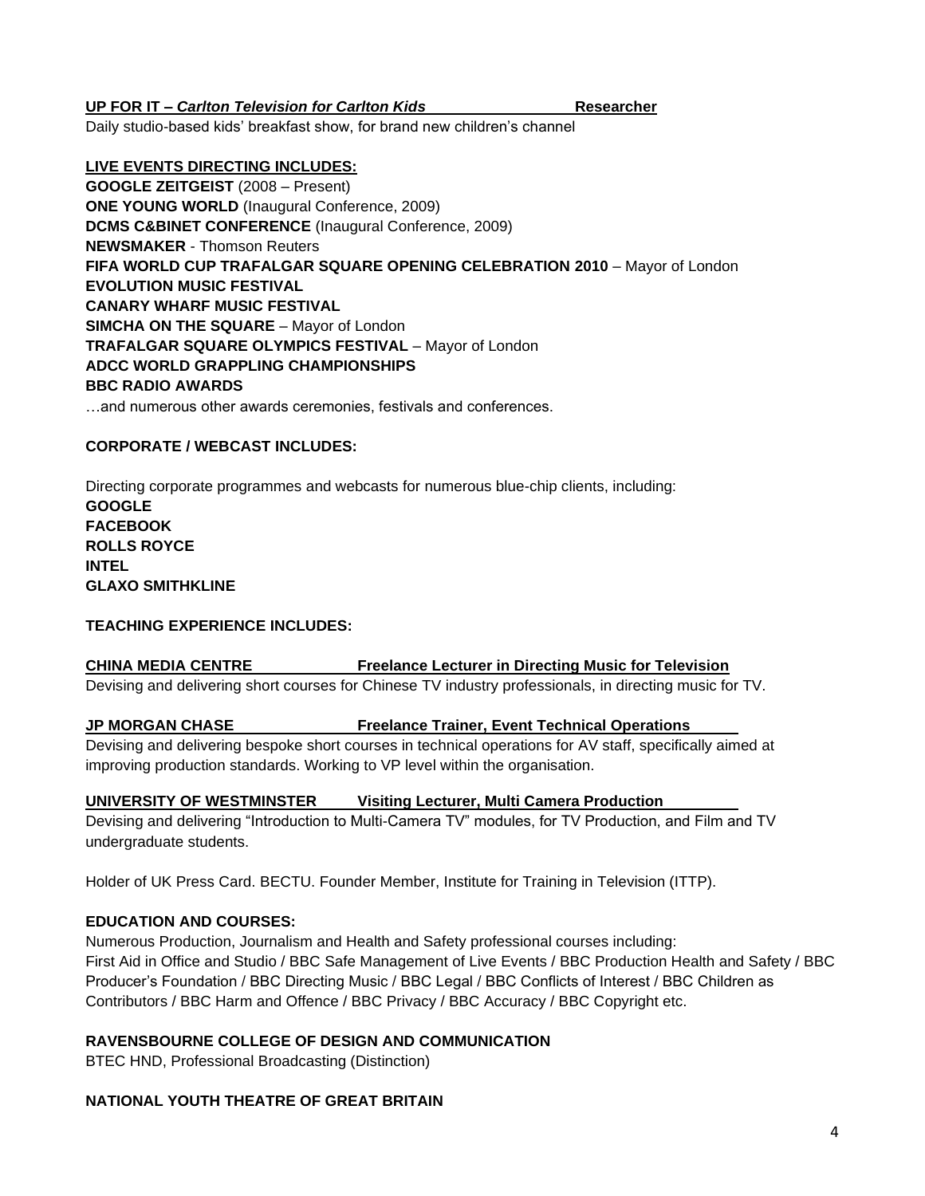**UP FOR IT – *Carlton Television for Carlton Kids*** **Researcher**

Daily studio-based kids' breakfast show, for brand new children's channel

**LIVE EVENTS DIRECTING INCLUDES:**

**GOOGLE ZEITGEIST** (2008 – Present)
**ONE YOUNG WORLD** (Inaugural Conference, 2009)
**DCMS C&BINET CONFERENCE** (Inaugural Conference, 2009)
**NEWSMAKER** - Thomson Reuters
**FIFA WORLD CUP TRAFALGAR SQUARE OPENING CELEBRATION 2010** – Mayor of London
**EVOLUTION MUSIC FESTIVAL**
**CANARY WHARF MUSIC FESTIVAL**
**SIMCHA ON THE SQUARE** – Mayor of London
**TRAFALGAR SQUARE OLYMPICS FESTIVAL** – Mayor of London
**ADCC WORLD GRAPPLING CHAMPIONSHIPS**
**BBC RADIO AWARDS**
…and numerous other awards ceremonies, festivals and conferences.

**CORPORATE / WEBCAST INCLUDES:**

Directing corporate programmes and webcasts for numerous blue-chip clients, including:
**GOOGLE**
**FACEBOOK**
**ROLLS ROYCE**
**INTEL**
**GLAXO SMITHKLINE**

**TEACHING EXPERIENCE INCLUDES:**

**CHINA MEDIA CENTRE** **Freelance Lecturer in Directing Music for Television**

Devising and delivering short courses for Chinese TV industry professionals, in directing music for TV.

**JP MORGAN CHASE** **Freelance Trainer, Event Technical Operations**

Devising and delivering bespoke short courses in technical operations for AV staff, specifically aimed at improving production standards. Working to VP level within the organisation.

**UNIVERSITY OF WESTMINSTER** **Visiting Lecturer, Multi Camera Production**

Devising and delivering "Introduction to Multi-Camera TV" modules, for TV Production, and Film and TV undergraduate students.

Holder of UK Press Card. BECTU. Founder Member, Institute for Training in Television (ITTP).

**EDUCATION AND COURSES:**

Numerous Production, Journalism and Health and Safety professional courses including:
First Aid in Office and Studio / BBC Safe Management of Live Events / BBC Production Health and Safety / BBC Producer's Foundation / BBC Directing Music / BBC Legal / BBC Conflicts of Interest / BBC Children as Contributors / BBC Harm and Offence / BBC Privacy / BBC Accuracy / BBC Copyright etc.

**RAVENSBOURNE COLLEGE OF DESIGN AND COMMUNICATION**

BTEC HND, Professional Broadcasting (Distinction)

**NATIONAL YOUTH THEATRE OF GREAT BRITAIN**